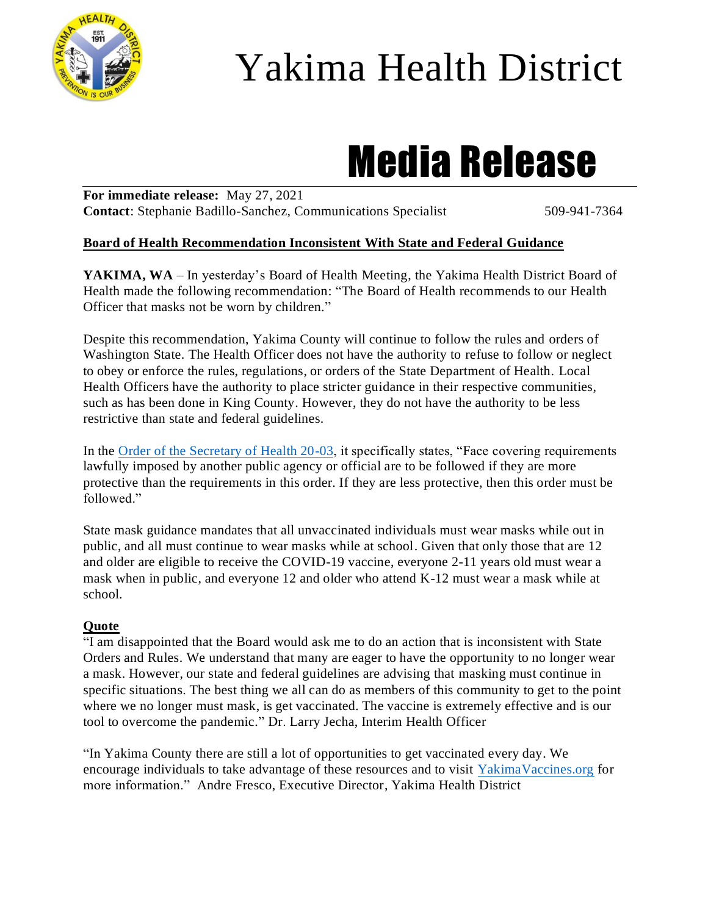# Yakima Health District

# Media Release

**For immediate release:** May 27, 2021
**Contact**: Stephanie Badillo-Sanchez, Communications Specialist 509-941-7364

## Board of Health Recommendation Inconsistent With State and Federal Guidance

**YAKIMA, WA** – In yesterday's Board of Health Meeting, the Yakima Health District Board of Health made the following recommendation: "The Board of Health recommends to our Health Officer that masks not be worn by children."

Despite this recommendation, Yakima County will continue to follow the rules and orders of Washington State. The Health Officer does not have the authority to refuse to follow or neglect to obey or enforce the rules, regulations, or orders of the State Department of Health. Local Health Officers have the authority to place stricter guidance in their respective communities, such as has been done in King County. However, they do not have the authority to be less restrictive than state and federal guidelines.

In the Order of the Secretary of Health 20-03, it specifically states, "Face covering requirements lawfully imposed by another public agency or official are to be followed if they are more protective than the requirements in this order. If they are less protective, then this order must be followed."

State mask guidance mandates that all unvaccinated individuals must wear masks while out in public, and all must continue to wear masks while at school. Given that only those that are 12 and older are eligible to receive the COVID-19 vaccine, everyone 2-11 years old must wear a mask when in public, and everyone 12 and older who attend K-12 must wear a mask while at school.

## Quote

"I am disappointed that the Board would ask me to do an action that is inconsistent with State Orders and Rules. We understand that many are eager to have the opportunity to no longer wear a mask. However, our state and federal guidelines are advising that masking must continue in specific situations. The best thing we all can do as members of this community to get to the point where we no longer must mask, is get vaccinated. The vaccine is extremely effective and is our tool to overcome the pandemic." Dr. Larry Jecha, Interim Health Officer

"In Yakima County there are still a lot of opportunities to get vaccinated every day. We encourage individuals to take advantage of these resources and to visit YakimaVaccines.org for more information." Andre Fresco, Executive Director, Yakima Health District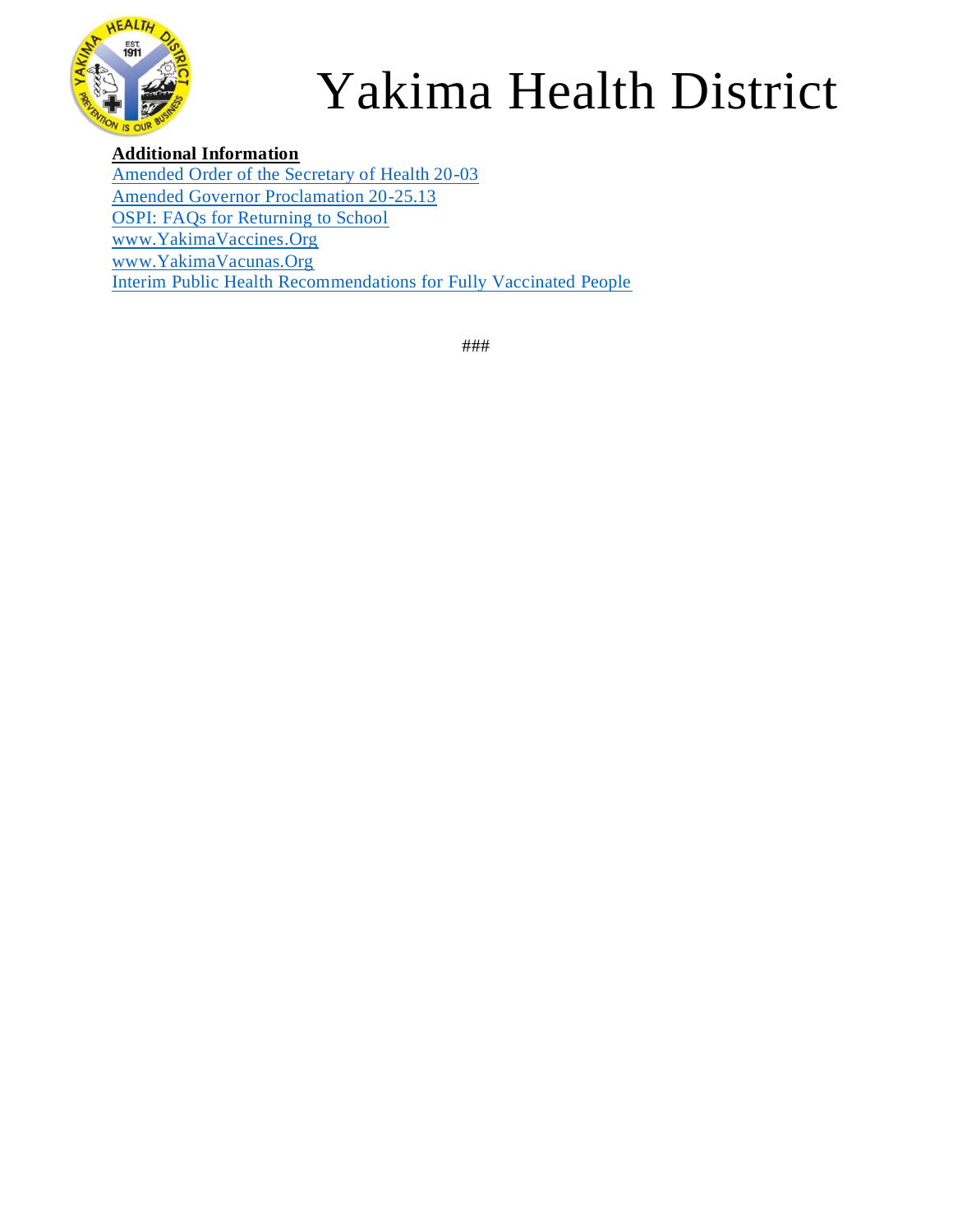# Yakima Health District

**Additional Information**

[Amended Order of the Secretary of Health 20-03]
[Amended Governor Proclamation 20-25.13]
[OSPI: FAQs for Returning to School]
[www.YakimaVaccines.Org]
[www.YakimaVacunas.Org]
[Interim Public Health Recommendations for Fully Vaccinated People]

###